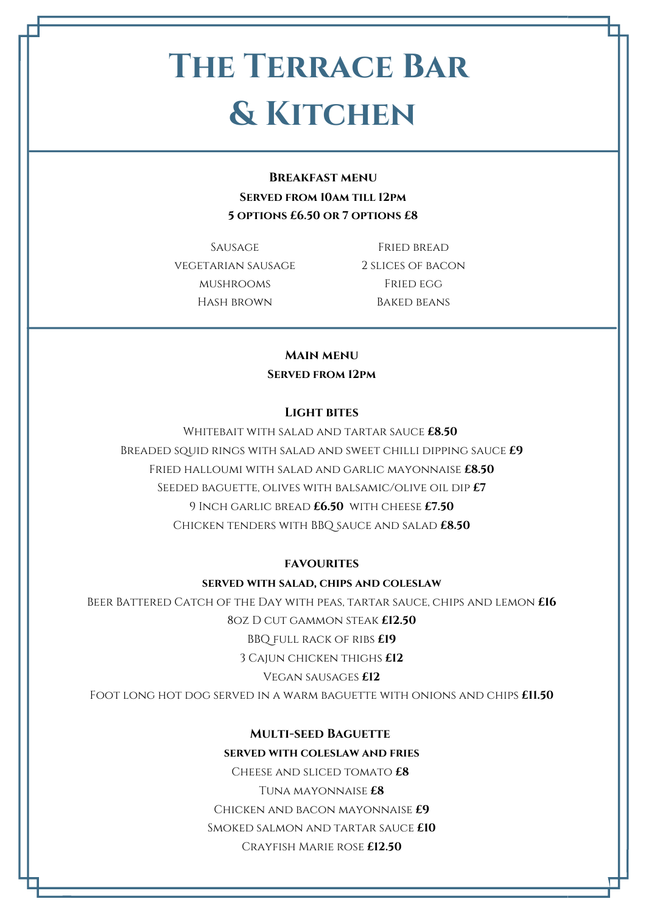# The Terrace Bar & Kitchen

## Breakfast menu

**Served from 10am till 12pm**

**5 options £6.50 or 7 options £8**

Sausage
vegetarian sausage
mushrooms
Hash brown
Fried bread
2 slices of bacon
Fried egg
Baked beans

## Main menu

**Served from 12pm**

### Light bites

Whitebait with salad and tartar sauce **£8.50**

Breaded squid rings with salad and sweet chilli dipping sauce **£9**

Fried halloumi with salad and garlic mayonnaise **£8.50**

Seeded baguette, olives with balsamic/olive oil dip **£7**

9 Inch garlic bread **£6.50** with cheese **£7.50**

Chicken tenders with BBQ sauce and salad **£8.50**

### favourites

**served with salad, chips and coleslaw**

Beer Battered Catch of the Day with peas, tartar sauce, chips and lemon **£16**

8oz D cut gammon steak **£12.50**

BBQ full rack of ribs **£19**

3 Cajun chicken thighs **£12**

Vegan sausages **£12**

Foot long hot dog served in a warm baguette with onions and chips **£11.50**

### Multi-seed Baguette

**served with coleslaw and fries**

Cheese and sliced tomato **£8**

Tuna mayonnaise **£8**

Chicken and bacon mayonnaise **£9**

Smoked salmon and tartar sauce **£10**

Crayfish Marie rose **£12.50**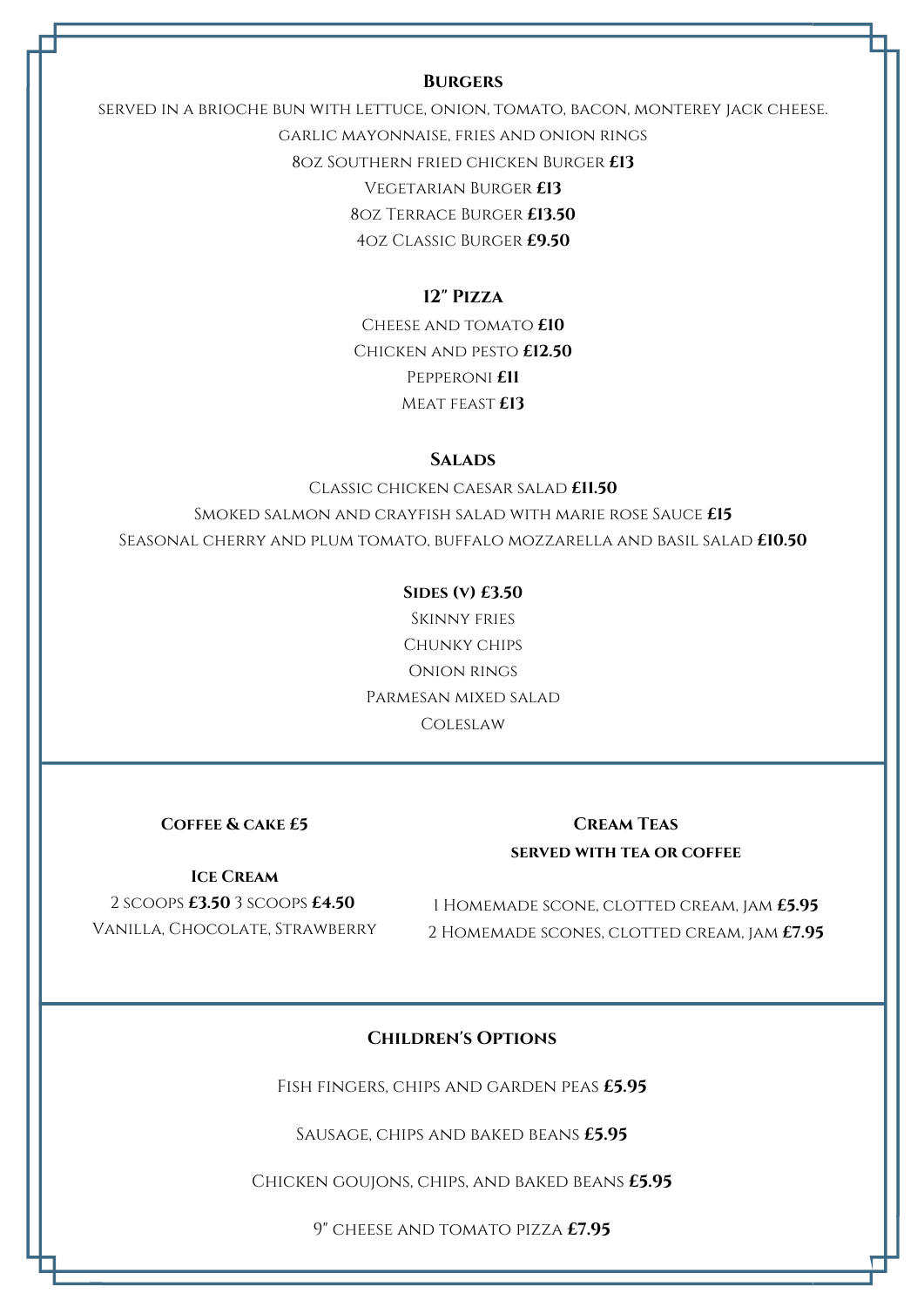## Burgers

served in a brioche bun with lettuce, onion, tomato, bacon, monterey jack cheese.
garlic mayonnaise, fries and onion rings

8oz Southern fried chicken Burger **£13**

Vegetarian Burger **£13**

8oz Terrace Burger **£13.50**

4oz Classic Burger **£9.50**

## 12" Pizza

Cheese and tomato **£10**

Chicken and pesto **£12.50**

Pepperoni **£11**

Meat feast **£13**

## Salads

Classic chicken caesar salad **£11.50**

Smoked salmon and crayfish salad with marie rose Sauce **£15**

Seasonal cherry and plum tomato, buffalo mozzarella and basil salad **£10.50**

## Sides (v) £3.50

Skinny fries

Chunky chips

Onion rings

Parmesan mixed salad

Coleslaw

## Coffee & cake £5

## Ice Cream

2 scoops **£3.50** 3 scoops **£4.50**

Vanilla, Chocolate, Strawberry

## Cream Teas

**served with tea or coffee**

1 Homemade scone, clotted cream, jam **£5.95**

2 Homemade scones, clotted cream, jam **£7.95**

## Children's Options

Fish fingers, chips and garden peas **£5.95**

Sausage, chips and baked beans **£5.95**

Chicken goujons, chips, and baked beans **£5.95**

9" cheese and tomato pizza **£7.95**